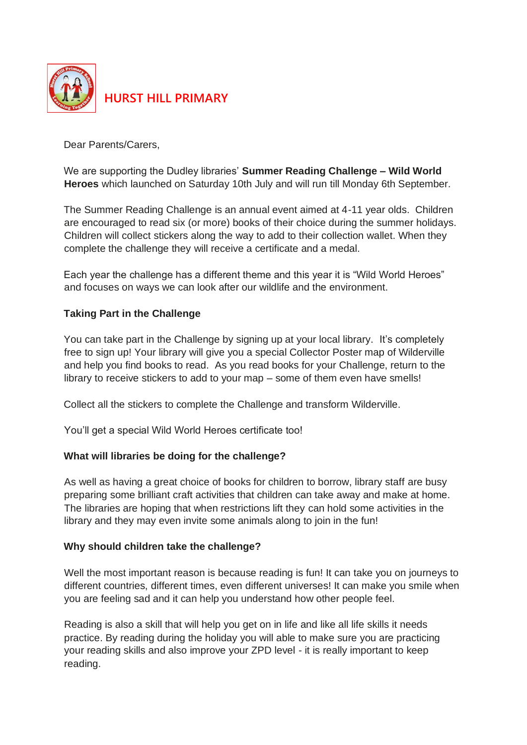# HURST HILL PRIMARY

Dear Parents/Carers,

We are supporting the Dudley libraries' **Summer Reading Challenge – Wild World Heroes** which launched on Saturday 10th July and will run till Monday 6th September.

The Summer Reading Challenge is an annual event aimed at 4-11 year olds. Children are encouraged to read six (or more) books of their choice during the summer holidays. Children will collect stickers along the way to add to their collection wallet. When they complete the challenge they will receive a certificate and a medal.

Each year the challenge has a different theme and this year it is "Wild World Heroes" and focuses on ways we can look after our wildlife and the environment.

**Taking Part in the Challenge**

You can take part in the Challenge by signing up at your local library. It's completely free to sign up! Your library will give you a special Collector Poster map of Wilderville and help you find books to read. As you read books for your Challenge, return to the library to receive stickers to add to your map – some of them even have smells!

Collect all the stickers to complete the Challenge and transform Wilderville.

You'll get a special Wild World Heroes certificate too!

**What will libraries be doing for the challenge?**

As well as having a great choice of books for children to borrow, library staff are busy preparing some brilliant craft activities that children can take away and make at home. The libraries are hoping that when restrictions lift they can hold some activities in the library and they may even invite some animals along to join in the fun!

**Why should children take the challenge?**

Well the most important reason is because reading is fun! It can take you on journeys to different countries, different times, even different universes! It can make you smile when you are feeling sad and it can help you understand how other people feel.

Reading is also a skill that will help you get on in life and like all life skills it needs practice. By reading during the holiday you will able to make sure you are practicing your reading skills and also improve your ZPD level - it is really important to keep reading.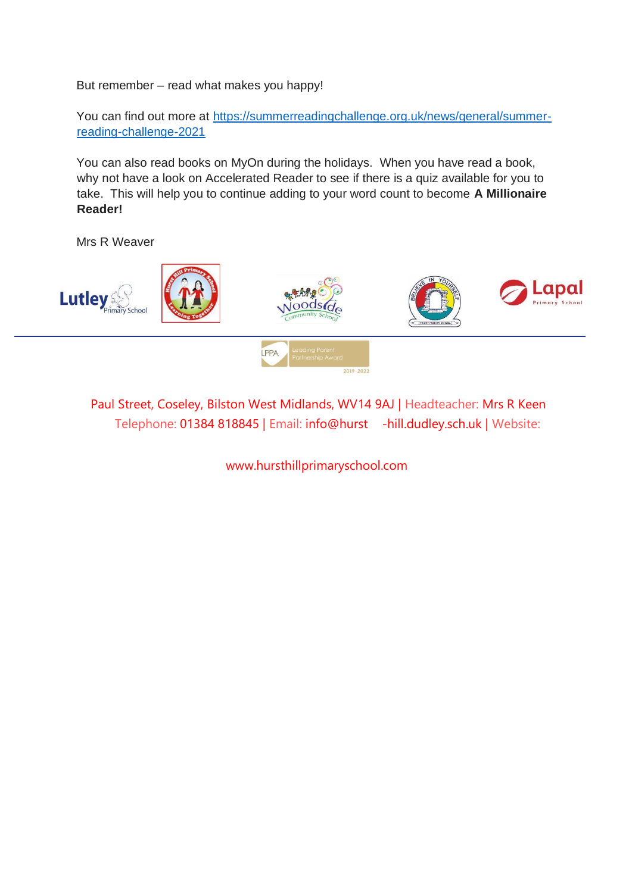But remember – read what makes you happy!

You can find out more at https://summerreadingchallenge.org.uk/news/general/summer-reading-challenge-2021

You can also read books on MyOn during the holidays. When you have read a book, why not have a look on Accelerated Reader to see if there is a quiz available for you to take. This will help you to continue adding to your word count to become **A Millionaire Reader!**

Mrs R Weaver

Paul Street, Coseley, Bilston West Midlands, WV14 9AJ | Headteacher: Mrs R Keen
Telephone: 01384 818845 | Email: info@hurst-hill.dudley.sch.uk | Website:

www.hursthillprimaryschool.com